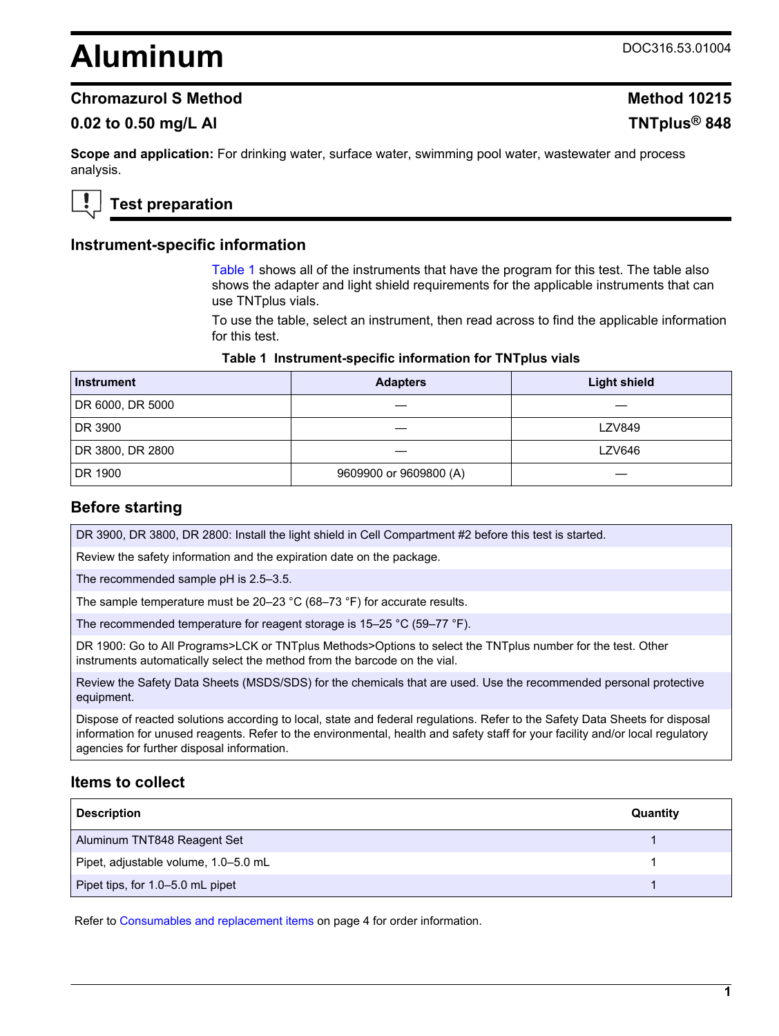# Aluminum

DOC316.53.01004

## Chromazurol S Method

**Method 10215**

**0.02 to 0.50 mg/L Al**

**TNTplus® 848**

**Scope and application:** For drinking water, surface water, swimming pool water, wastewater and process analysis.

## Test preparation

### Instrument-specific information

Table 1 shows all of the instruments that have the program for this test. The table also shows the adapter and light shield requirements for the applicable instruments that can use TNTplus vials.

To use the table, select an instrument, then read across to find the applicable information for this test.

**Table 1 Instrument-specific information for TNTplus vials**

| Instrument | Adapters | Light shield |
|---|---|---|
| DR 6000, DR 5000 | — | — |
| DR 3900 | — | LZV849 |
| DR 3800, DR 2800 | — | LZV646 |
| DR 1900 | 9609900 or 9609800 (A) | — |

### Before starting

DR 3900, DR 3800, DR 2800: Install the light shield in Cell Compartment #2 before this test is started.

Review the safety information and the expiration date on the package.

The recommended sample pH is 2.5–3.5.

The sample temperature must be 20–23 °C (68–73 °F) for accurate results.

The recommended temperature for reagent storage is 15–25 °C (59–77 °F).

DR 1900: Go to All Programs>LCK or TNTplus Methods>Options to select the TNTplus number for the test. Other instruments automatically select the method from the barcode on the vial.

Review the Safety Data Sheets (MSDS/SDS) for the chemicals that are used. Use the recommended personal protective equipment.

Dispose of reacted solutions according to local, state and federal regulations. Refer to the Safety Data Sheets for disposal information for unused reagents. Refer to the environmental, health and safety staff for your facility and/or local regulatory agencies for further disposal information.

### Items to collect

| Description | Quantity |
|---|---|
| Aluminum TNT848 Reagent Set | 1 |
| Pipet, adjustable volume, 1.0–5.0 mL | 1 |
| Pipet tips, for 1.0–5.0 mL pipet | 1 |

Refer to Consumables and replacement items on page 4 for order information.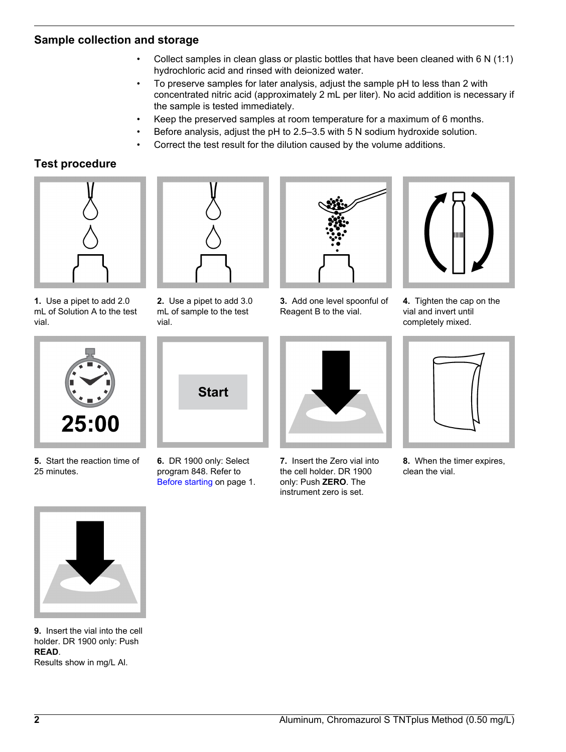## Sample collection and storage

- Collect samples in clean glass or plastic bottles that have been cleaned with 6 N (1:1) hydrochloric acid and rinsed with deionized water.
- To preserve samples for later analysis, adjust the sample pH to less than 2 with concentrated nitric acid (approximately 2 mL per liter). No acid addition is necessary if the sample is tested immediately.
- Keep the preserved samples at room temperature for a maximum of 6 months.
- Before analysis, adjust the pH to 2.5–3.5 with 5 N sodium hydroxide solution.
- Correct the test result for the dilution caused by the volume additions.

## Test procedure

**1.** Use a pipet to add 2.0 mL of Solution A to the test vial.

**2.** Use a pipet to add 3.0 mL of sample to the test vial.

**3.** Add one level spoonful of Reagent B to the vial.

**4.** Tighten the cap on the vial and invert until completely mixed.

**5.** Start the reaction time of 25 minutes.

**6.** DR 1900 only: Select program 848. Refer to Before starting on page 1.

**7.** Insert the Zero vial into the cell holder. DR 1900 only: Push **ZERO**. The instrument zero is set.

**8.** When the timer expires, clean the vial.

**9.** Insert the vial into the cell holder. DR 1900 only: Push **READ**.
Results show in mg/L Al.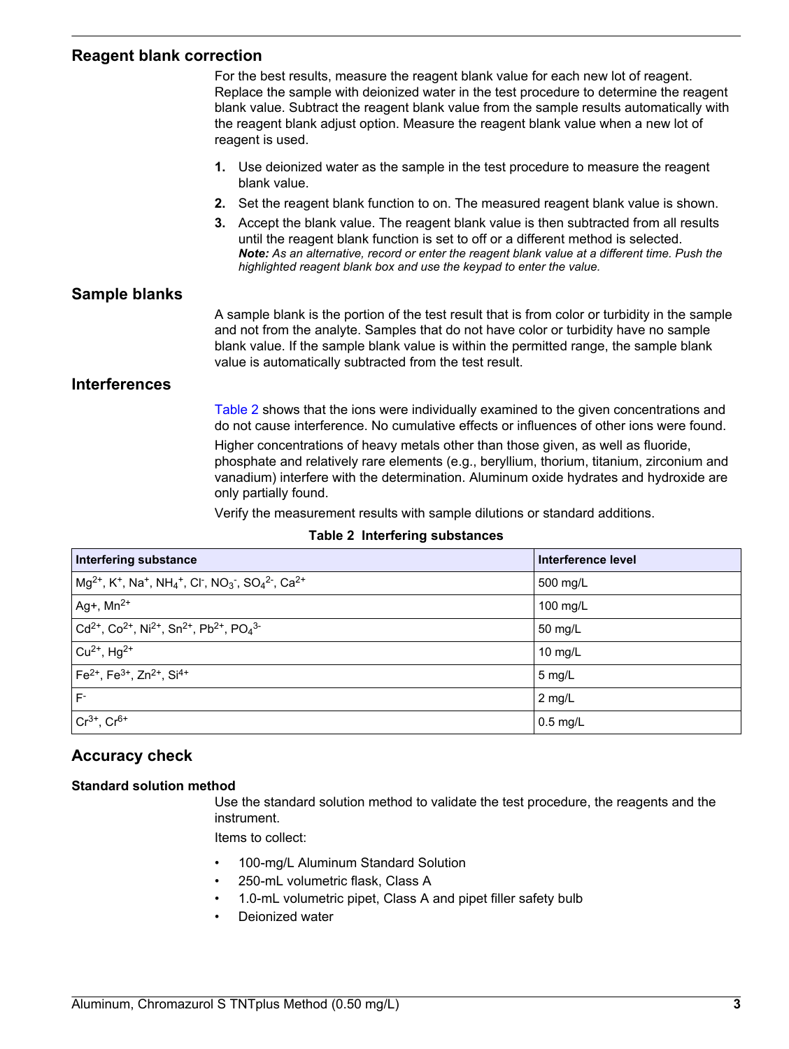## Reagent blank correction

For the best results, measure the reagent blank value for each new lot of reagent. Replace the sample with deionized water in the test procedure to determine the reagent blank value. Subtract the reagent blank value from the sample results automatically with the reagent blank adjust option. Measure the reagent blank value when a new lot of reagent is used.

1. Use deionized water as the sample in the test procedure to measure the reagent blank value.
2. Set the reagent blank function to on. The measured reagent blank value is shown.
3. Accept the blank value. The reagent blank value is then subtracted from all results until the reagent blank function is set to off or a different method is selected.
   ***Note:*** *As an alternative, record or enter the reagent blank value at a different time. Push the highlighted reagent blank box and use the keypad to enter the value.*

## Sample blanks

A sample blank is the portion of the test result that is from color or turbidity in the sample and not from the analyte. Samples that do not have color or turbidity have no sample blank value. If the sample blank value is within the permitted range, the sample blank value is automatically subtracted from the test result.

## Interferences

Table 2 shows that the ions were individually examined to the given concentrations and do not cause interference. No cumulative effects or influences of other ions were found.

Higher concentrations of heavy metals other than those given, as well as fluoride, phosphate and relatively rare elements (e.g., beryllium, thorium, titanium, zirconium and vanadium) interfere with the determination. Aluminum oxide hydrates and hydroxide are only partially found.

Verify the measurement results with sample dilutions or standard additions.

**Table 2 Interfering substances**

| Interfering substance | Interference level |
| --- | --- |
| $Mg^{2+}$, $K^{+}$, $Na^{+}$, $NH_4^{+}$, $Cl^{-}$, $NO_3^{-}$, $SO_4^{2-}$, $Ca^{2+}$ | 500 mg/L |
| $Ag^{+}$, $Mn^{2+}$ | 100 mg/L |
| $Cd^{2+}$, $Co^{2+}$, $Ni^{2+}$, $Sn^{2+}$, $Pb^{2+}$, $PO_4^{3-}$ | 50 mg/L |
| $Cu^{2+}$, $Hg^{2+}$ | 10 mg/L |
| $Fe^{2+}$, $Fe^{3+}$, $Zn^{2+}$, $Si^{4+}$ | 5 mg/L |
| $F^{-}$ | 2 mg/L |
| $Cr^{3+}$, $Cr^{6+}$ | 0.5 mg/L |

## Accuracy check

### Standard solution method

Use the standard solution method to validate the test procedure, the reagents and the instrument.

Items to collect:

- 100-mg/L Aluminum Standard Solution
- 250-mL volumetric flask, Class A
- 1.0-mL volumetric pipet, Class A and pipet filler safety bulb
- Deionized water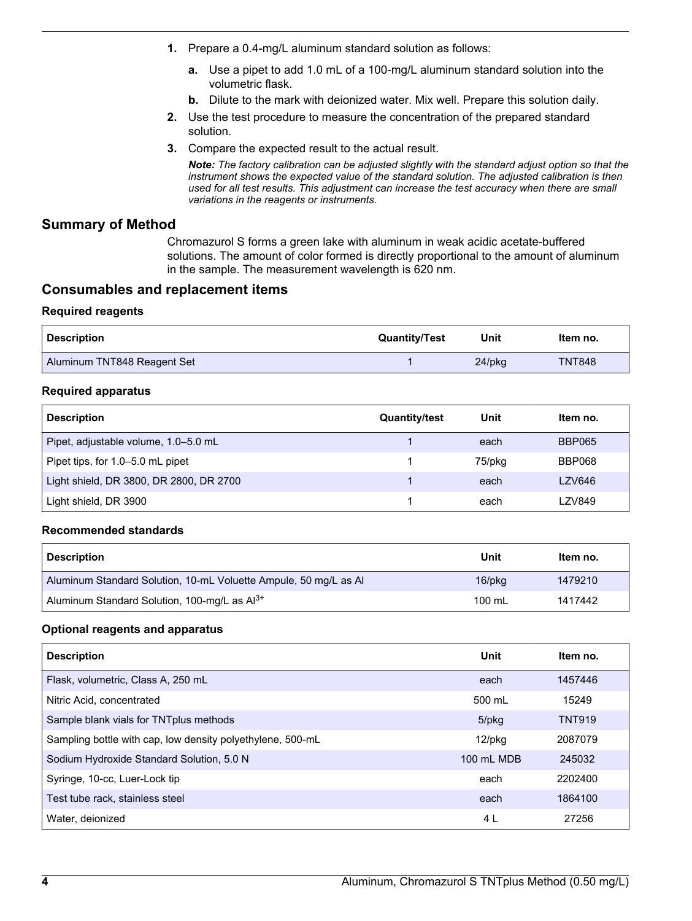1. Prepare a 0.4-mg/L aluminum standard solution as follows:
    a. Use a pipet to add 1.0 mL of a 100-mg/L aluminum standard solution into the volumetric flask.
    b. Dilute to the mark with deionized water. Mix well. Prepare this solution daily.
2. Use the test procedure to measure the concentration of the prepared standard solution.
3. Compare the expected result to the actual result.

    ***Note:*** *The factory calibration can be adjusted slightly with the standard adjust option so that the instrument shows the expected value of the standard solution. The adjusted calibration is then used for all test results. This adjustment can increase the test accuracy when there are small variations in the reagents or instruments.*

## Summary of Method

Chromazurol S forms a green lake with aluminum in weak acidic acetate-buffered solutions. The amount of color formed is directly proportional to the amount of aluminum in the sample. The measurement wavelength is 620 nm.

## Consumables and replacement items

### Required reagents

| Description | Quantity/Test | Unit | Item no. |
|---|---|---|---|
| Aluminum TNT848 Reagent Set | 1 | 24/pkg | TNT848 |

### Required apparatus

| Description | Quantity/test | Unit | Item no. |
|---|---|---|---|
| Pipet, adjustable volume, 1.0–5.0 mL | 1 | each | BBP065 |
| Pipet tips, for 1.0–5.0 mL pipet | 1 | 75/pkg | BBP068 |
| Light shield, DR 3800, DR 2800, DR 2700 | 1 | each | LZV646 |
| Light shield, DR 3900 | 1 | each | LZV849 |

### Recommended standards

| Description | Unit | Item no. |
|---|---|---|
| Aluminum Standard Solution, 10-mL Voluette Ampule, 50 mg/L as Al | 16/pkg | 1479210 |
| Aluminum Standard Solution, 100-mg/L as $Al^{3+}$ | 100 mL | 1417442 |

### Optional reagents and apparatus

| Description | Unit | Item no. |
|---|---|---|
| Flask, volumetric, Class A, 250 mL | each | 1457446 |
| Nitric Acid, concentrated | 500 mL | 15249 |
| Sample blank vials for TNTplus methods | 5/pkg | TNT919 |
| Sampling bottle with cap, low density polyethylene, 500-mL | 12/pkg | 2087079 |
| Sodium Hydroxide Standard Solution, 5.0 N | 100 mL MDB | 245032 |
| Syringe, 10-cc, Luer-Lock tip | each | 2202400 |
| Test tube rack, stainless steel | each | 1864100 |
| Water, deionized | 4 L | 27256 |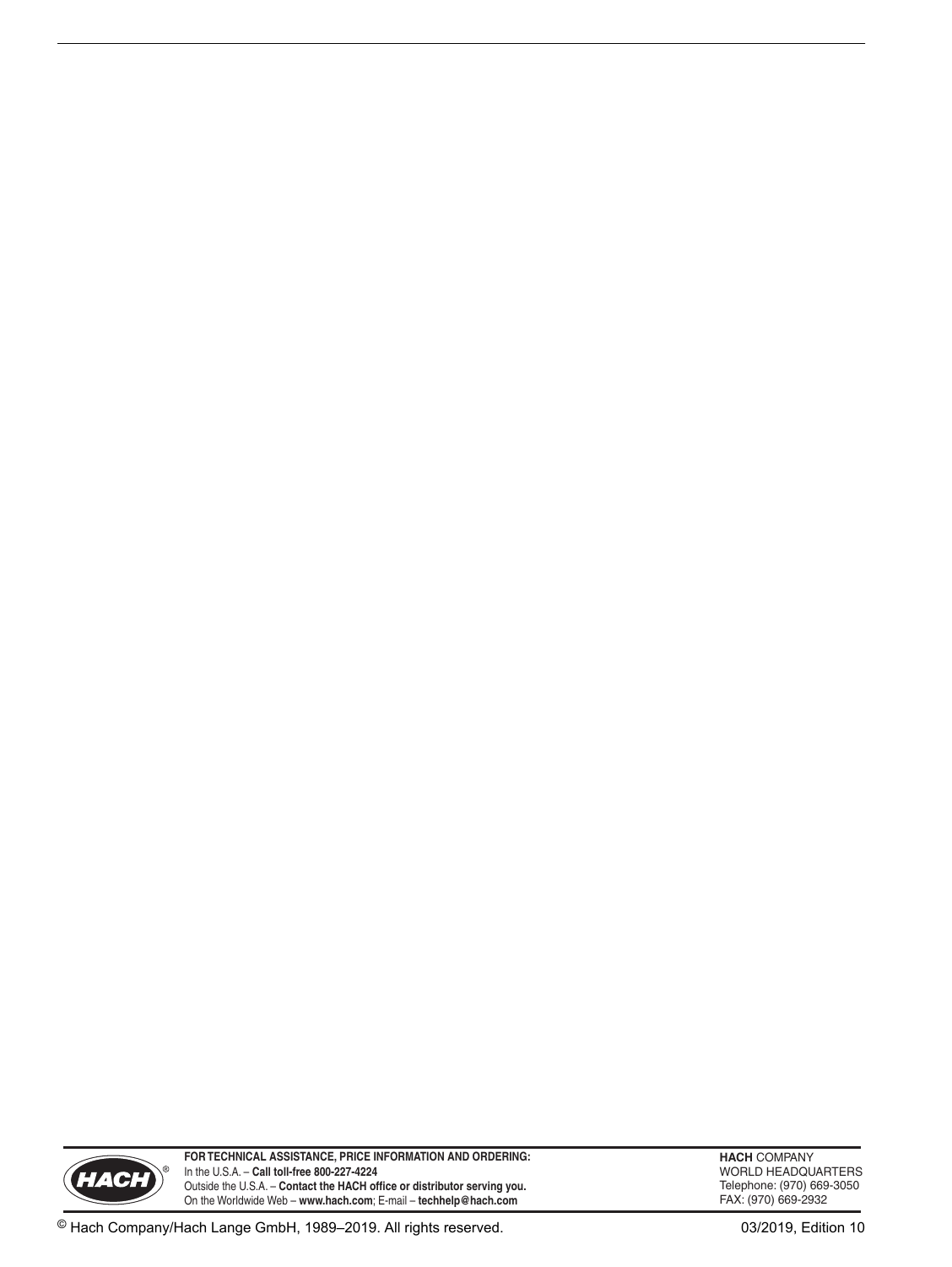**FOR TECHNICAL ASSISTANCE, PRICE INFORMATION AND ORDERING:**
In the U.S.A. – **Call toll-free 800-227-4224**
Outside the U.S.A. – **Contact the HACH office or distributor serving you.**
On the Worldwide Web – **www.hach.com**; E-mail – **techhelp@hach.com**

**HACH** COMPANY
WORLD HEADQUARTERS
Telephone: (970) 669-3050
FAX: (970) 669-2932

© Hach Company/Hach Lange GmbH, 1989–2019. All rights reserved.

03/2019, Edition 10